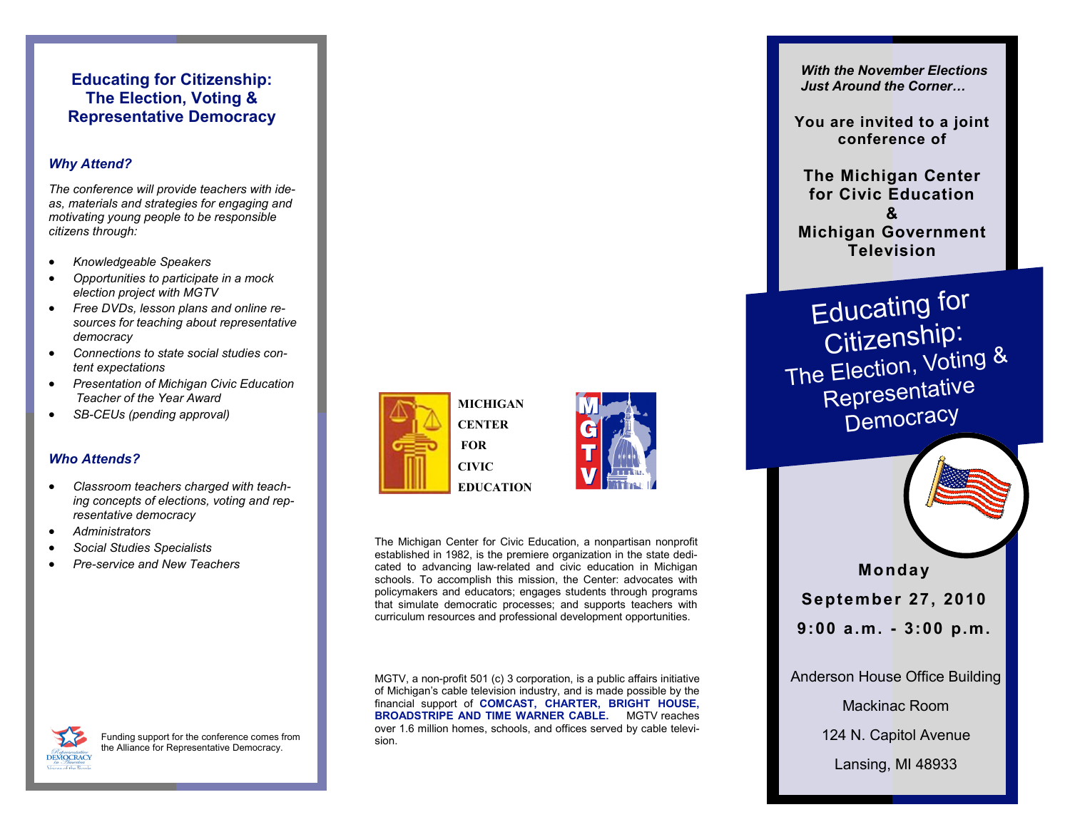## Educating for Citizenship: The Election, Voting & Representative Democracy

### *Why Attend?*

*The conference will provide teachers with ideas, materials and strategies for engaging and motivating young people to be responsible citizens through:*

- *Knowledgeable Speakers*
- *Opportunities to participate in a mock election project with MGTV*
- *Free DVDs, lesson plans and online resources for teaching about representative democracy*
- *Connections to state social studies content expectations*
- *Presentation of Michigan Civic Education Teacher of the Year Award*
- *SB-CEUs (pending approval)*

### *Who Attends?*

- *Classroom teachers charged with teaching concepts of elections, voting and representative democracy*
- *Administrators*
- *Social Studies Specialists*
- *Pre-service and New Teachers*

Funding support for the conference comes from the Alliance for Representative Democracy.

**MICHIGAN CENTER FOR CIVIC EDUCATION**

MGTV

The Michigan Center for Civic Education, a nonpartisan nonprofit established in 1982, is the premiere organization in the state dedicated to advancing law-related and civic education in Michigan schools. To accomplish this mission, the Center: advocates with policymakers and educators; engages students through programs that simulate democratic processes; and supports teachers with curriculum resources and professional development opportunities.

MGTV, a non-profit 501 (c) 3 corporation, is a public affairs initiative of Michigan's cable television industry, and is made possible by the financial support of **COMCAST, CHARTER, BRIGHT HOUSE, BROADSTRIPE AND TIME WARNER CABLE.** MGTV reaches over 1.6 million homes, schools, and offices served by cable television.

***With the November Elections Just Around the Corner…***

**You are invited to a joint conference of**

**The Michigan Center for Civic Education & Michigan Government Television**

# Educating for Citizenship: The Election, Voting & Representative Democracy

**Monday**

**September 27, 2010**

**9:00 a.m. - 3:00 p.m.**

Anderson House Office Building

Mackinac Room

124 N. Capitol Avenue

Lansing, MI 48933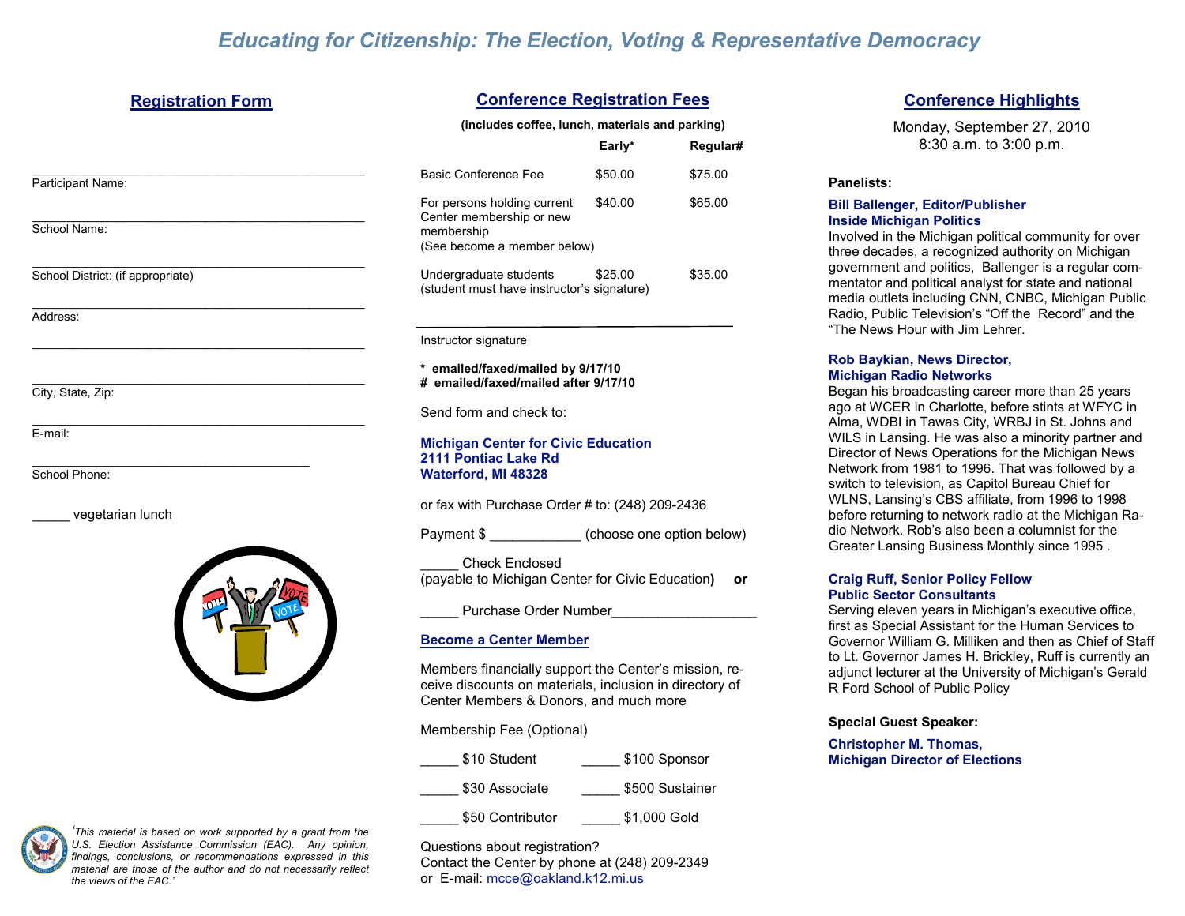# Educating for Citizenship: The Election, Voting & Representative Democracy

## Registration Form

______________________________________________
Participant Name:

______________________________________________
School Name:

______________________________________________
School District: (if appropriate)

______________________________________________
Address:

______________________________________________

______________________________________________
City, State, Zip:

______________________________________________
E-mail:

________________________________________
School Phone:

_____ vegetarian lunch

*'This material is based on work supported by a grant from the U.S. Election Assistance Commission (EAC). Any opinion, findings, conclusions, or recommendations expressed in this material are those of the author and do not necessarily reflect the views of the EAC.'*

## Conference Registration Fees

**(includes coffee, lunch, materials and parking)**

| | Early* | Regular# |
|---|---|---|
| Basic Conference Fee | $50.00 | $75.00 |
| For persons holding current Center membership or new membership (See become a member below) | $40.00 | $65.00 |
| Undergraduate students (student must have instructor's signature) | $25.00 | $35.00 |

______________________________________________
Instructor signature

**\* emailed/faxed/mailed by 9/17/10**
**# emailed/faxed/mailed after 9/17/10**

Send form and check to:

**Michigan Center for Civic Education**
**2111 Pontiac Lake Rd**
**Waterford, MI 48328**

or fax with Purchase Order # to: (248) 209-2436

Payment $ ____________ (choose one option below)

_____ Check Enclosed
(payable to Michigan Center for Civic Education) **or**

_____ Purchase Order Number___________________

### Become a Center Member

Members financially support the Center's mission, receive discounts on materials, inclusion in directory of Center Members & Donors, and much more

Membership Fee (Optional)

_____ $10 Student     _____ $100 Sponsor

_____ $30 Associate     _____ $500 Sustainer

_____ $50 Contributor     _____ $1,000 Gold

Questions about registration?
Contact the Center by phone at (248) 209-2349
or E-mail: mcce@oakland.k12.mi.us

## Conference Highlights

Monday, September 27, 2010
8:30 a.m. to 3:00 p.m.

**Panelists:**

**Bill Ballenger, Editor/Publisher**
**Inside Michigan Politics**
Involved in the Michigan political community for over three decades, a recognized authority on Michigan government and politics, Ballenger is a regular commentator and political analyst for state and national media outlets including CNN, CNBC, Michigan Public Radio, Public Television's "Off the Record" and the "The News Hour with Jim Lehrer.

**Rob Baykian, News Director,**
**Michigan Radio Networks**
Began his broadcasting career more than 25 years ago at WCER in Charlotte, before stints at WFYC in Alma, WDBI in Tawas City, WRBJ in St. Johns and WILS in Lansing. He was also a minority partner and Director of News Operations for the Michigan News Network from 1981 to 1996. That was followed by a switch to television, as Capitol Bureau Chief for WLNS, Lansing's CBS affiliate, from 1996 to 1998 before returning to network radio at the Michigan Radio Network. Rob's also been a columnist for the Greater Lansing Business Monthly since 1995 .

**Craig Ruff, Senior Policy Fellow**
**Public Sector Consultants**
Serving eleven years in Michigan's executive office, first as Special Assistant for the Human Services to Governor William G. Milliken and then as Chief of Staff to Lt. Governor James H. Brickley, Ruff is currently an adjunct lecturer at the University of Michigan's Gerald R Ford School of Public Policy

**Special Guest Speaker:**

**Christopher M. Thomas,**
**Michigan Director of Elections**